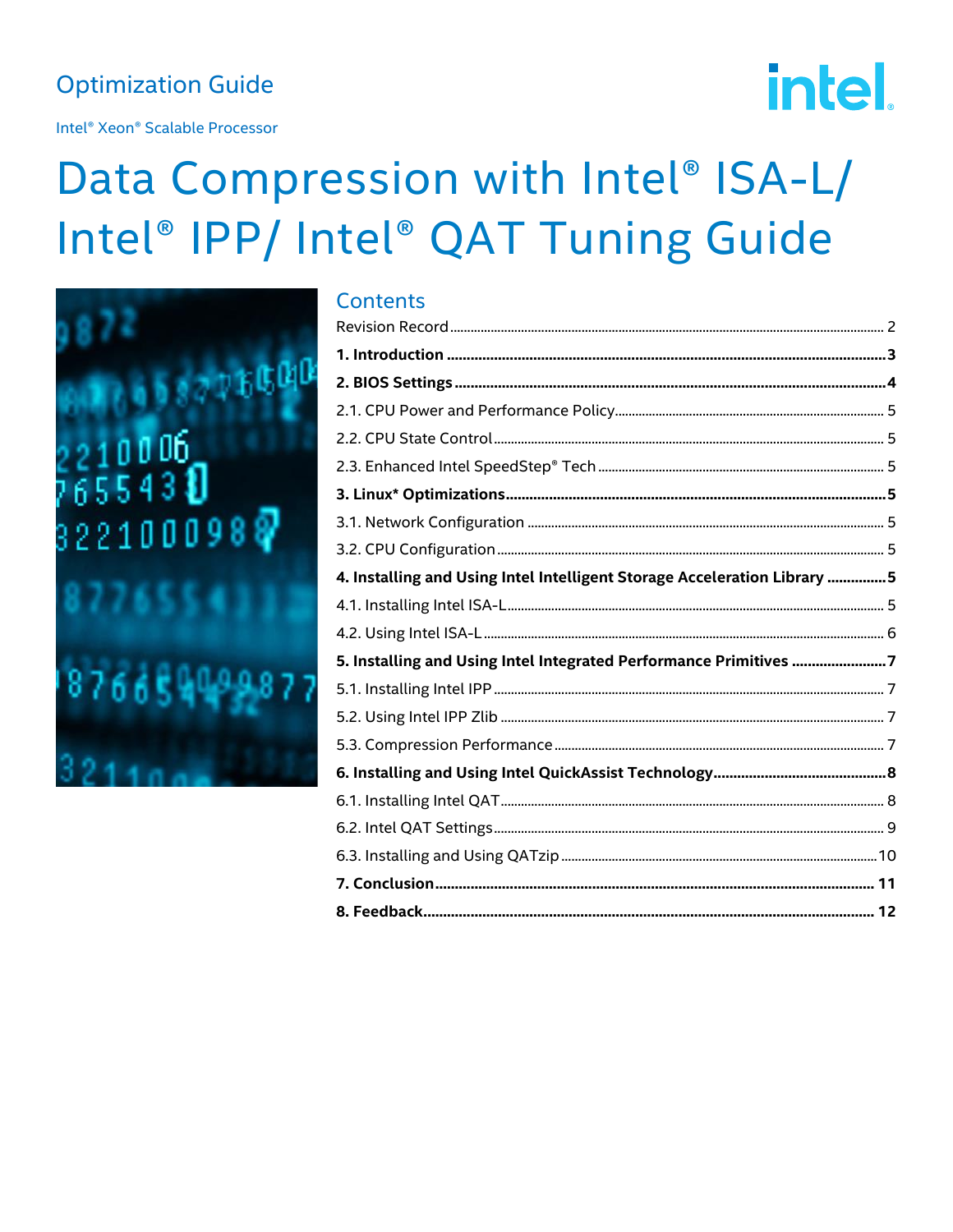Optimization Guide

Intel® Xeon® Scalable Processor

# Data Compression with Intel® ISA-L/ Intel® IPP/ Intel® QAT Tuning Guide

## Contents

Revision Record ........ 2

**1. Introduction ........ 3**

**2. BIOS Settings ........ 4**

2.1. CPU Power and Performance Policy ........ 5

2.2. CPU State Control ........ 5

2.3. Enhanced Intel SpeedStep® Tech ........ 5

**3. Linux* Optimizations ........ 5**

3.1. Network Configuration ........ 5

3.2. CPU Configuration ........ 5

**4. Installing and Using Intel Intelligent Storage Acceleration Library ........ 5**

4.1. Installing Intel ISA-L ........ 5

4.2. Using Intel ISA-L ........ 6

**5. Installing and Using Intel Integrated Performance Primitives ........ 7**

5.1. Installing Intel IPP ........ 7

5.2. Using Intel IPP Zlib ........ 7

5.3. Compression Performance ........ 7

**6. Installing and Using Intel QuickAssist Technology ........ 8**

6.1. Installing Intel QAT ........ 8

6.2. Intel QAT Settings ........ 9

6.3. Installing and Using QATzip ........ 10

**7. Conclusion ........ 11**

**8. Feedback ........ 12**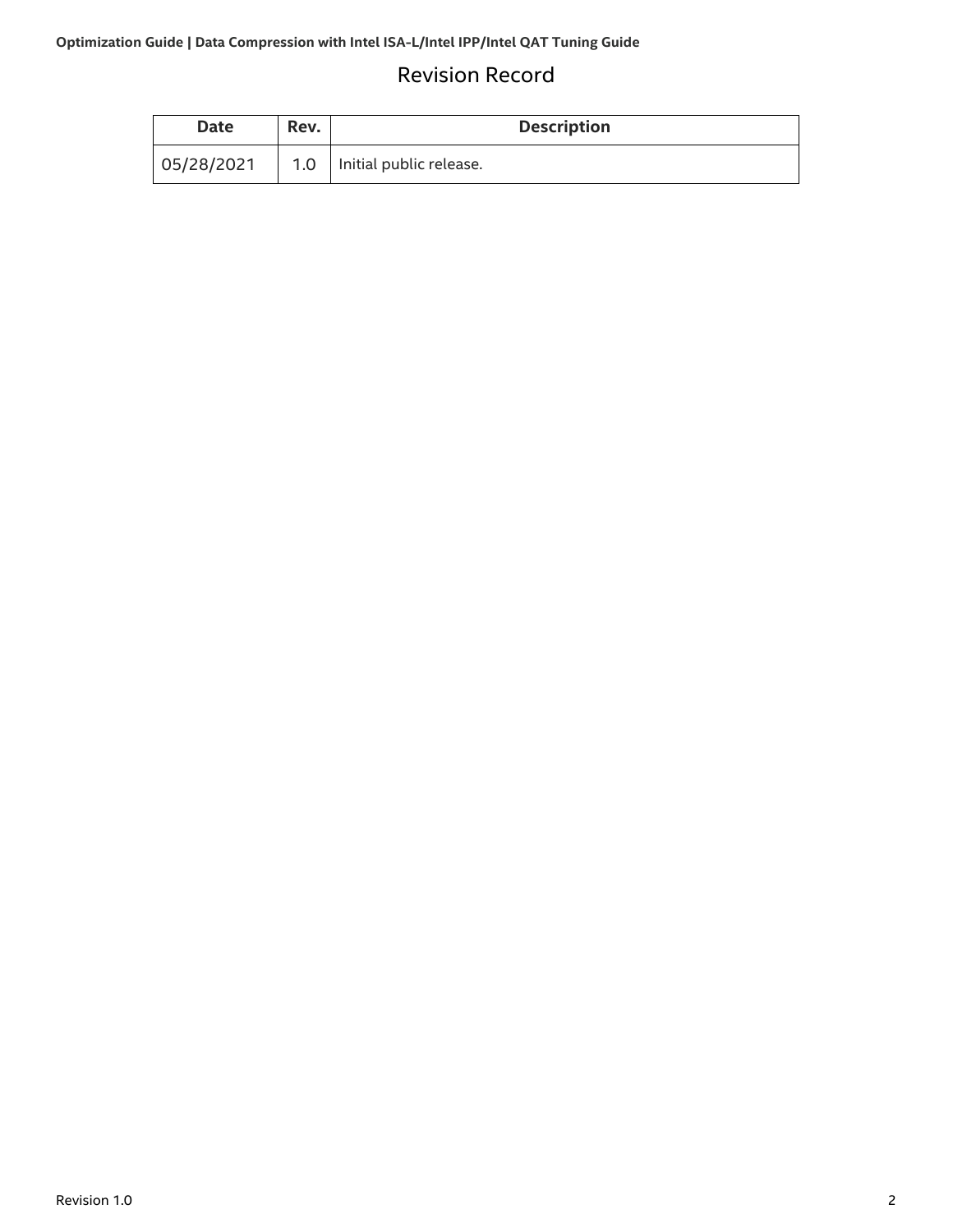# Revision Record

| Date | Rev. | Description |
| --- | --- | --- |
| 05/28/2021 | 1.0 | Initial public release. |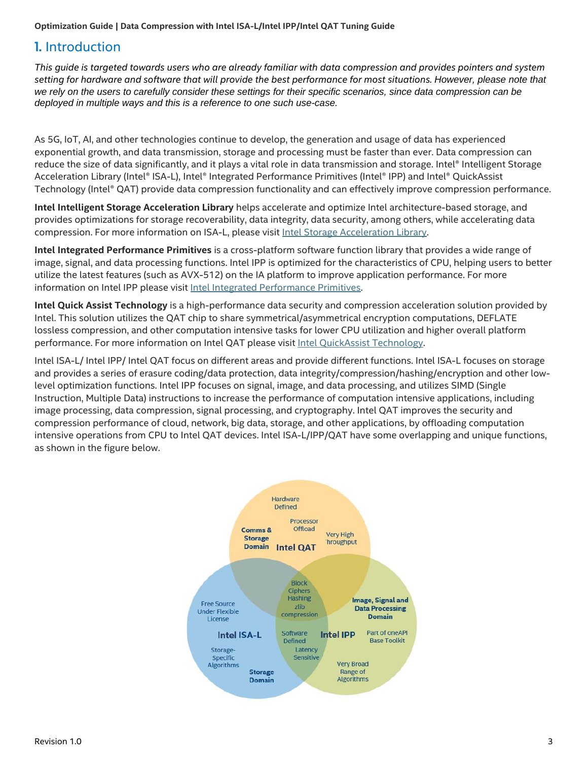# 1. Introduction

*This guide is targeted towards users who are already familiar with data compression and provides pointers and system setting for hardware and software that will provide the best performance for most situations. However, please note that we rely on the users to carefully consider these settings for their specific scenarios, since data compression can be deployed in multiple ways and this is a reference to one such use-case.*

As 5G, IoT, AI, and other technologies continue to develop, the generation and usage of data has experienced exponential growth, and data transmission, storage and processing must be faster than ever. Data compression can reduce the size of data significantly, and it plays a vital role in data transmission and storage. Intel® Intelligent Storage Acceleration Library (Intel® ISA-L), Intel® Integrated Performance Primitives (Intel® IPP) and Intel® QuickAssist Technology (Intel® QAT) provide data compression functionality and can effectively improve compression performance.

**Intel Intelligent Storage Acceleration Library** helps accelerate and optimize Intel architecture-based storage, and provides optimizations for storage recoverability, data integrity, data security, among others, while accelerating data compression. For more information on ISA-L, please visit [Intel Storage Acceleration Library](#).

**Intel Integrated Performance Primitives** is a cross-platform software function library that provides a wide range of image, signal, and data processing functions. Intel IPP is optimized for the characteristics of CPU, helping users to better utilize the latest features (such as AVX-512) on the IA platform to improve application performance. For more information on Intel IPP please visit [Intel Integrated Performance Primitives](#).

**Intel Quick Assist Technology** is a high-performance data security and compression acceleration solution provided by Intel. This solution utilizes the QAT chip to share symmetrical/asymmetrical encryption computations, DEFLATE lossless compression, and other computation intensive tasks for lower CPU utilization and higher overall platform performance. For more information on Intel QAT please visit [Intel QuickAssist Technology](#).

Intel ISA-L/ Intel IPP/ Intel QAT focus on different areas and provide different functions. Intel ISA-L focuses on storage and provides a series of erasure coding/data protection, data integrity/compression/hashing/encryption and other low-level optimization functions. Intel IPP focuses on signal, image, and data processing, and utilizes SIMD (Single Instruction, Multiple Data) instructions to increase the performance of computation intensive applications, including image processing, data compression, signal processing, and cryptography. Intel QAT improves the security and compression performance of cloud, network, big data, storage, and other applications, by offloading computation intensive operations from CPU to Intel QAT devices. Intel ISA-L/IPP/QAT have some overlapping and unique functions, as shown in the figure below.

Intel QAT: Hardware Defined; Processor Offload; Comms & Storage Domain; Very High Throughput

Intel ISA-L: Free Source Under Flexible License; Storage-Specific Algorithms; Storage Domain

Intel IPP: Image, Signal and Data Processing Domain; Part of oneAPI Base Toolkit; Very Broad Range of Algorithms

Intel ISA-L and Intel IPP: Software Defined; Latency Sensitive

All three: Block Ciphers; Hashing; zlib compression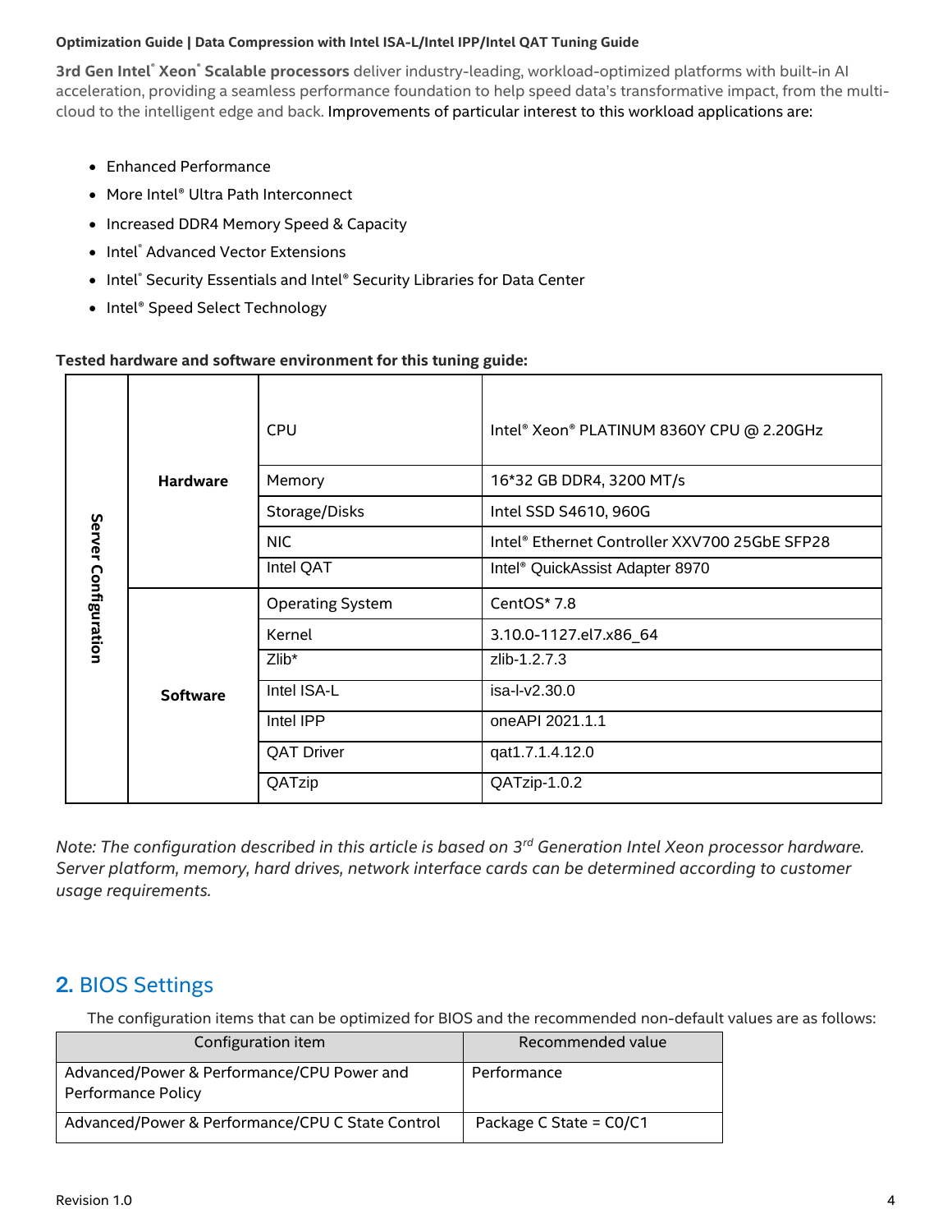**3rd Gen Intel® Xeon® Scalable processors** deliver industry-leading, workload-optimized platforms with built-in AI acceleration, providing a seamless performance foundation to help speed data's transformative impact, from the multi-cloud to the intelligent edge and back. Improvements of particular interest to this workload applications are:

- Enhanced Performance
- More Intel® Ultra Path Interconnect
- Increased DDR4 Memory Speed & Capacity
- Intel® Advanced Vector Extensions
- Intel® Security Essentials and Intel® Security Libraries for Data Center
- Intel® Speed Select Technology

**Tested hardware and software environment for this tuning guide:**

| | | | |
|---|---|---|---|
| **Server Configuration** | **Hardware** | CPU | Intel® Xeon® PLATINUM 8360Y CPU @ 2.20GHz |
| | | Memory | 16*32 GB DDR4, 3200 MT/s |
| | | Storage/Disks | Intel SSD S4610, 960G |
| | | NIC | Intel® Ethernet Controller XXV700 25GbE SFP28 |
| | | Intel QAT | Intel® QuickAssist Adapter 8970 |
| | **Software** | Operating System | CentOS* 7.8 |
| | | Kernel | 3.10.0-1127.el7.x86_64 |
| | | Zlib* | zlib-1.2.7.3 |
| | | Intel ISA-L | isa-l-v2.30.0 |
| | | Intel IPP | oneAPI 2021.1.1 |
| | | QAT Driver | qat1.7.1.4.12.0 |
| | | QATzip | QATzip-1.0.2 |

*Note: The configuration described in this article is based on 3rd Generation Intel Xeon processor hardware. Server platform, memory, hard drives, network interface cards can be determined according to customer usage requirements.*

## 2. BIOS Settings

The configuration items that can be optimized for BIOS and the recommended non-default values are as follows:

| Configuration item | Recommended value |
|---|---|
| Advanced/Power & Performance/CPU Power and Performance Policy | Performance |
| Advanced/Power & Performance/CPU C State Control | Package C State = C0/C1 |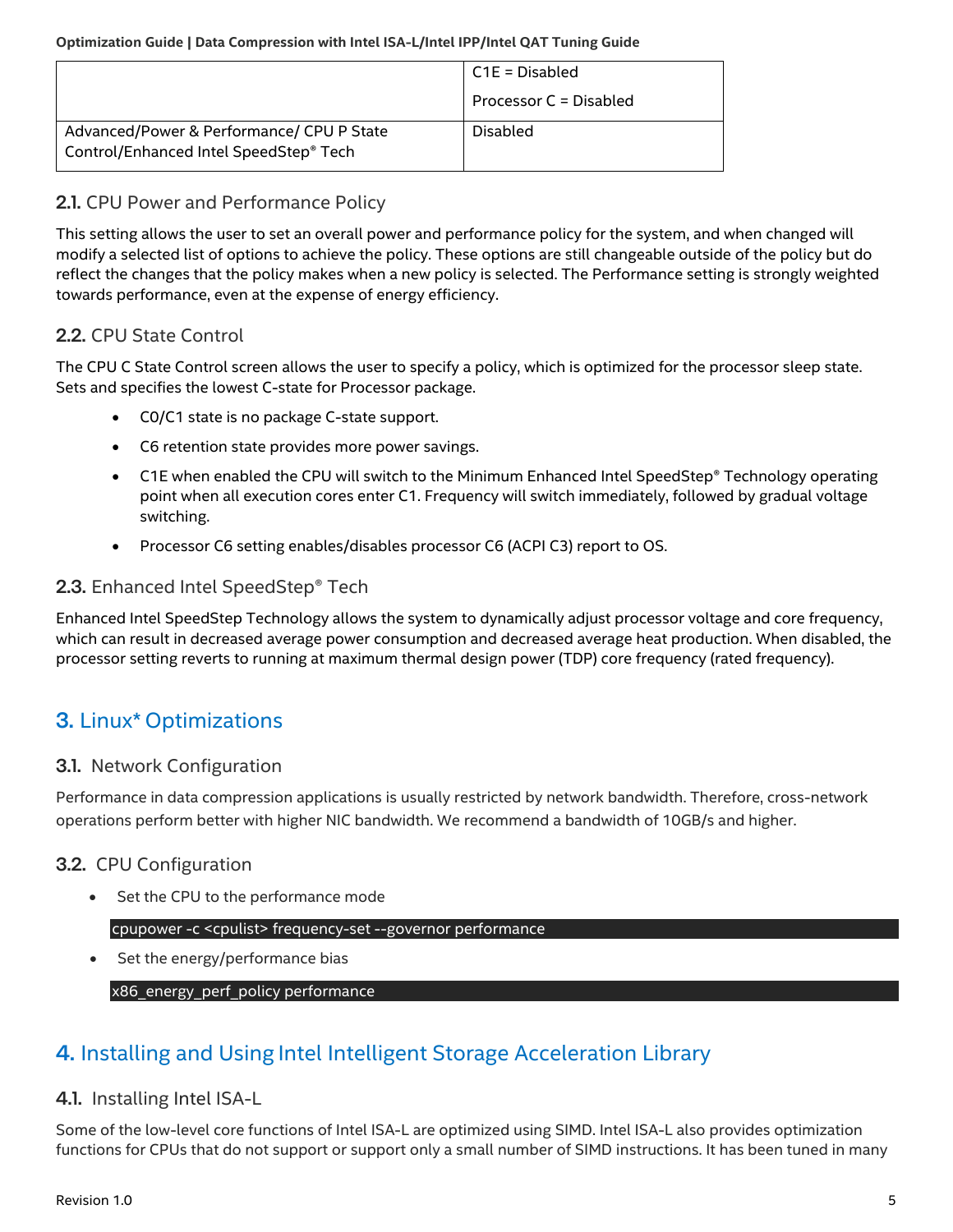|  |  |
|---|---|
|  | C1E = Disabled<br>Processor C = Disabled |
| Advanced/Power & Performance/ CPU P State Control/Enhanced Intel SpeedStep® Tech | Disabled |

### 2.1. CPU Power and Performance Policy

This setting allows the user to set an overall power and performance policy for the system, and when changed will modify a selected list of options to achieve the policy. These options are still changeable outside of the policy but do reflect the changes that the policy makes when a new policy is selected. The Performance setting is strongly weighted towards performance, even at the expense of energy efficiency.

### 2.2. CPU State Control

The CPU C State Control screen allows the user to specify a policy, which is optimized for the processor sleep state. Sets and specifies the lowest C-state for Processor package.

- C0/C1 state is no package C-state support.
- C6 retention state provides more power savings.
- C1E when enabled the CPU will switch to the Minimum Enhanced Intel SpeedStep® Technology operating point when all execution cores enter C1. Frequency will switch immediately, followed by gradual voltage switching.
- Processor C6 setting enables/disables processor C6 (ACPI C3) report to OS.

### 2.3. Enhanced Intel SpeedStep® Tech

Enhanced Intel SpeedStep Technology allows the system to dynamically adjust processor voltage and core frequency, which can result in decreased average power consumption and decreased average heat production. When disabled, the processor setting reverts to running at maximum thermal design power (TDP) core frequency (rated frequency).

## 3. Linux* Optimizations

### 3.1. Network Configuration

Performance in data compression applications is usually restricted by network bandwidth. Therefore, cross-network operations perform better with higher NIC bandwidth. We recommend a bandwidth of 10GB/s and higher.

### 3.2. CPU Configuration

- Set the CPU to the performance mode

```
cpupower -c <cpulist> frequency-set --governor performance
```

- Set the energy/performance bias

```
x86_energy_perf_policy performance
```

## 4. Installing and Using Intel Intelligent Storage Acceleration Library

### 4.1. Installing Intel ISA-L

Some of the low-level core functions of Intel ISA-L are optimized using SIMD. Intel ISA-L also provides optimization functions for CPUs that do not support or support only a small number of SIMD instructions. It has been tuned in many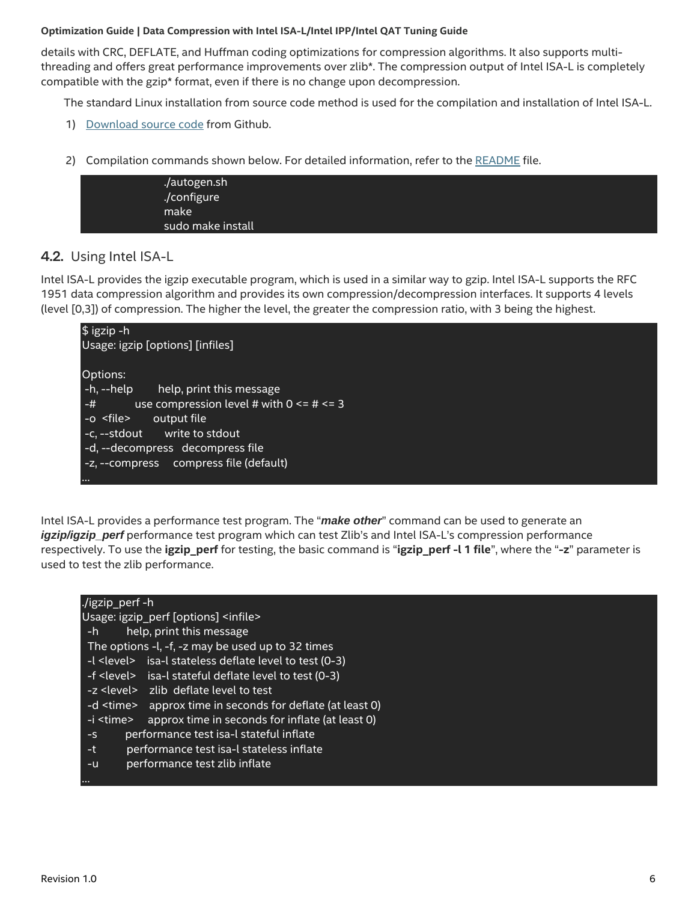details with CRC, DEFLATE, and Huffman coding optimizations for compression algorithms. It also supports multi-threading and offers great performance improvements over zlib*. The compression output of Intel ISA-L is completely compatible with the gzip* format, even if there is no change upon decompression.

The standard Linux installation from source code method is used for the compilation and installation of Intel ISA-L.

1) Download source code from Github.

2) Compilation commands shown below. For detailed information, refer to the README file.

```
./autogen.sh
./configure
make
sudo make install
```

## 4.2. Using Intel ISA-L

Intel ISA-L provides the igzip executable program, which is used in a similar way to gzip. Intel ISA-L supports the RFC 1951 data compression algorithm and provides its own compression/decompression interfaces. It supports 4 levels (level [0,3]) of compression. The higher the level, the greater the compression ratio, with 3 being the highest.

```
$ igzip -h
Usage: igzip [options] [infiles]

Options:
 -h, --help        help, print this message
 -#            use compression level # with 0 <= # <= 3
 -o  <file>        output file
 -c, --stdout       write to stdout
 -d, --decompress   decompress file
 -z, --compress     compress file (default)
...
```

Intel ISA-L provides a performance test program. The "***make other***" command can be used to generate an ***igzip/igzip_perf*** performance test program which can test Zlib's and Intel ISA-L's compression performance respectively. To use the **igzip_perf** for testing, the basic command is "**igzip_perf -l 1 file**", where the "**-z**" parameter is used to test the zlib performance.

```
./igzip_perf -h
Usage: igzip_perf [options] <infile>
  -h         help, print this message
  The options -l, -f, -z may be used up to 32 times
  -l <level>    isa-l stateless deflate level to test (0-3)
  -f <level>    isa-l stateful deflate level to test (0-3)
  -z <level>    zlib  deflate level to test
  -d <time>    approx time in seconds for deflate (at least 0)
  -i <time>     approx time in seconds for inflate (at least 0)
  -s          performance test isa-l stateful inflate
  -t          performance test isa-l stateless inflate
  -u          performance test zlib inflate
...
```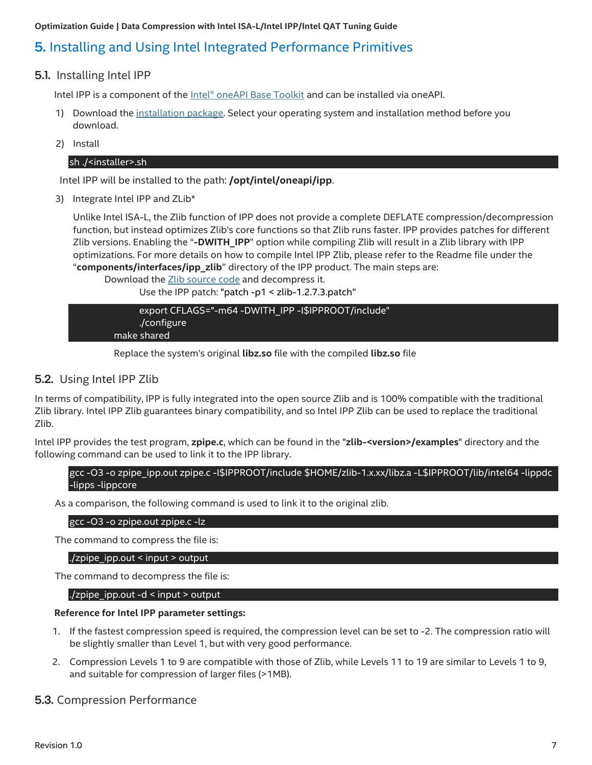# 5. Installing and Using Intel Integrated Performance Primitives

## 5.1. Installing Intel IPP

Intel IPP is a component of the Intel® oneAPI Base Toolkit and can be installed via oneAPI.

1) Download the installation package. Select your operating system and installation method before you download.

2) Install

```
sh ./<installer>.sh
```

Intel IPP will be installed to the path: **/opt/intel/oneapi/ipp**.

3) Integrate Intel IPP and ZLib*

Unlike Intel ISA-L, the Zlib function of IPP does not provide a complete DEFLATE compression/decompression function, but instead optimizes Zlib's core functions so that Zlib runs faster. IPP provides patches for different Zlib versions. Enabling the "**-DWITH_IPP**" option while compiling Zlib will result in a Zlib library with IPP optimizations. For more details on how to compile Intel IPP Zlib, please refer to the Readme file under the "**components/interfaces/ipp_zlib**" directory of the IPP product. The main steps are:

Download the Zlib source code and decompress it.

Use the IPP patch: "patch -p1 < zlib-1.2.7.3.patch"

```
export CFLAGS="-m64 -DWITH_IPP -I$IPPROOT/include"
./configure
make shared
```

Replace the system's original **libz.so** file with the compiled **libz.so** file

## 5.2. Using Intel IPP Zlib

In terms of compatibility, IPP is fully integrated into the open source Zlib and is 100% compatible with the traditional Zlib library. Intel IPP Zlib guarantees binary compatibility, and so Intel IPP Zlib can be used to replace the traditional Zlib.

Intel IPP provides the test program, **zpipe.c**, which can be found in the "**zlib-<version>/examples**" directory and the following command can be used to link it to the IPP library.

```
gcc -O3 -o zpipe_ipp.out zpipe.c -I$IPPROOT/include $HOME/zlib-1.x.xx/libz.a -L$IPPROOT/lib/intel64 -lippdc -lipps -lippcore
```

As a comparison, the following command is used to link it to the original zlib.

```
gcc -O3 -o zpipe.out zpipe.c -lz
```

The command to compress the file is:

```
./zpipe_ipp.out < input > output
```

The command to decompress the file is:

```
./zpipe_ipp.out -d < input > output
```

**Reference for Intel IPP parameter settings:**

1. If the fastest compression speed is required, the compression level can be set to -2. The compression ratio will be slightly smaller than Level 1, but with very good performance.
2. Compression Levels 1 to 9 are compatible with those of Zlib, while Levels 11 to 19 are similar to Levels 1 to 9, and suitable for compression of larger files (>1MB).

## 5.3. Compression Performance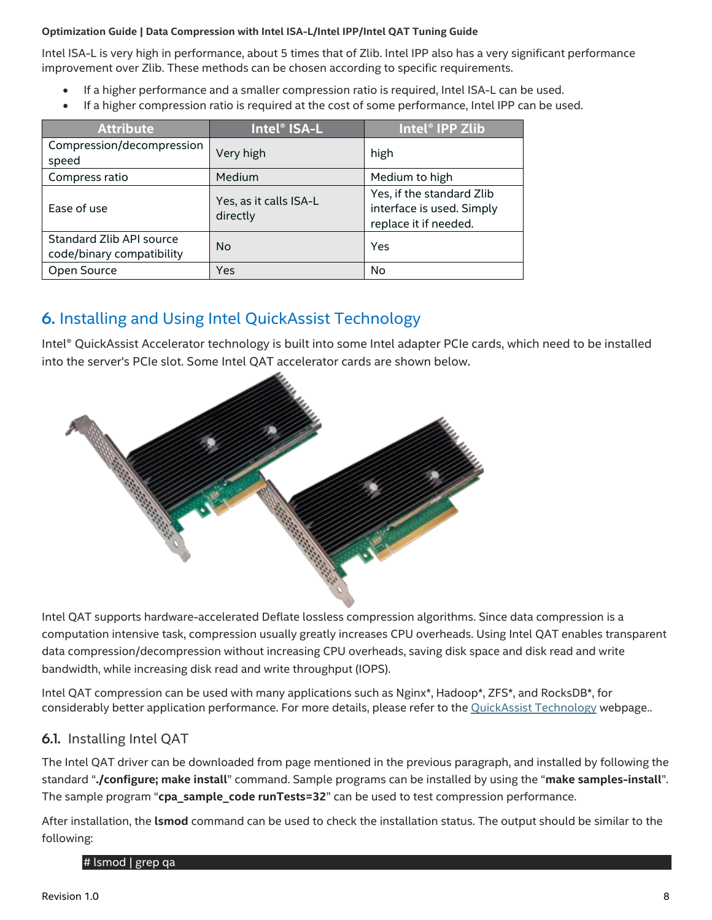Intel ISA-L is very high in performance, about 5 times that of Zlib. Intel IPP also has a very significant performance improvement over Zlib. These methods can be chosen according to specific requirements.

- If a higher performance and a smaller compression ratio is required, Intel ISA-L can be used.
- If a higher compression ratio is required at the cost of some performance, Intel IPP can be used.

| Attribute | Intel® ISA-L | Intel® IPP Zlib |
|---|---|---|
| Compression/decompression speed | Very high | high |
| Compress ratio | Medium | Medium to high |
| Ease of use | Yes, as it calls ISA-L directly | Yes, if the standard Zlib interface is used. Simply replace it if needed. |
| Standard Zlib API source code/binary compatibility | No | Yes |
| Open Source | Yes | No |

# 6. Installing and Using Intel QuickAssist Technology

Intel® QuickAssist Accelerator technology is built into some Intel adapter PCIe cards, which need to be installed into the server's PCIe slot. Some Intel QAT accelerator cards are shown below.

Intel QAT supports hardware-accelerated Deflate lossless compression algorithms. Since data compression is a computation intensive task, compression usually greatly increases CPU overheads. Using Intel QAT enables transparent data compression/decompression without increasing CPU overheads, saving disk space and disk read and write bandwidth, while increasing disk read and write throughput (IOPS).

Intel QAT compression can be used with many applications such as Nginx*, Hadoop*, ZFS*, and RocksDB*, for considerably better application performance. For more details, please refer to the QuickAssist Technology webpage..

## 6.1. Installing Intel QAT

The Intel QAT driver can be downloaded from page mentioned in the previous paragraph, and installed by following the standard "**./configure; make install**" command. Sample programs can be installed by using the "**make samples-install**". The sample program "**cpa_sample_code runTests=32**" can be used to test compression performance.

After installation, the **lsmod** command can be used to check the installation status. The output should be similar to the following:

```
# lsmod | grep qa
```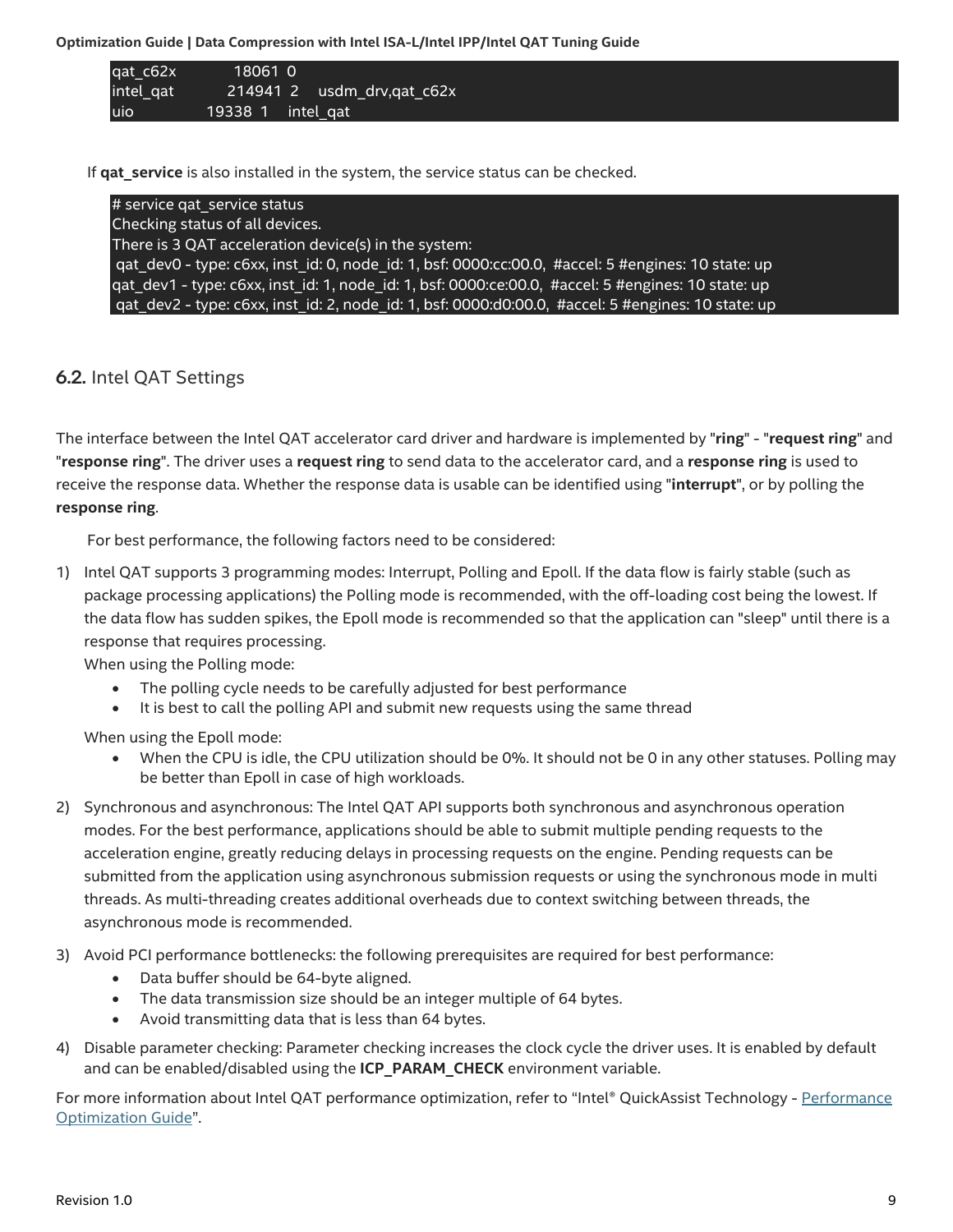```
qat_c62x           18061  0
intel_qat          214941  2    usdm_drv,qat_c62x
uio                19338  1    intel_qat
```

If **qat_service** is also installed in the system, the service status can be checked.

```
# service qat_service status
Checking status of all devices.
There is 3 QAT acceleration device(s) in the system:
 qat_dev0 - type: c6xx, inst_id: 0, node_id: 1, bsf: 0000:cc:00.0,  #accel: 5 #engines: 10 state: up
qat_dev1 - type: c6xx, inst_id: 1, node_id: 1, bsf: 0000:ce:00.0,  #accel: 5 #engines: 10 state: up
 qat_dev2 - type: c6xx, inst_id: 2, node_id: 1, bsf: 0000:d0:00.0,  #accel: 5 #engines: 10 state: up
```

## 6.2. Intel QAT Settings

The interface between the Intel QAT accelerator card driver and hardware is implemented by "**ring**" - "**request ring**" and "**response ring**". The driver uses a **request ring** to send data to the accelerator card, and a **response ring** is used to receive the response data. Whether the response data is usable can be identified using "**interrupt**", or by polling the **response ring**.

For best performance, the following factors need to be considered:

1) Intel QAT supports 3 programming modes: Interrupt, Polling and Epoll. If the data flow is fairly stable (such as package processing applications) the Polling mode is recommended, with the off-loading cost being the lowest. If the data flow has sudden spikes, the Epoll mode is recommended so that the application can "sleep" until there is a response that requires processing.
   When using the Polling mode:
   - The polling cycle needs to be carefully adjusted for best performance
   - It is best to call the polling API and submit new requests using the same thread

   When using the Epoll mode:
   - When the CPU is idle, the CPU utilization should be 0%. It should not be 0 in any other statuses. Polling may be better than Epoll in case of high workloads.
2) Synchronous and asynchronous: The Intel QAT API supports both synchronous and asynchronous operation modes. For the best performance, applications should be able to submit multiple pending requests to the acceleration engine, greatly reducing delays in processing requests on the engine. Pending requests can be submitted from the application using asynchronous submission requests or using the synchronous mode in multi threads. As multi-threading creates additional overheads due to context switching between threads, the asynchronous mode is recommended.
3) Avoid PCI performance bottlenecks: the following prerequisites are required for best performance:
   - Data buffer should be 64-byte aligned.
   - The data transmission size should be an integer multiple of 64 bytes.
   - Avoid transmitting data that is less than 64 bytes.
4) Disable parameter checking: Parameter checking increases the clock cycle the driver uses. It is enabled by default and can be enabled/disabled using the **ICP_PARAM_CHECK** environment variable.

For more information about Intel QAT performance optimization, refer to "Intel® QuickAssist Technology - Performance Optimization Guide".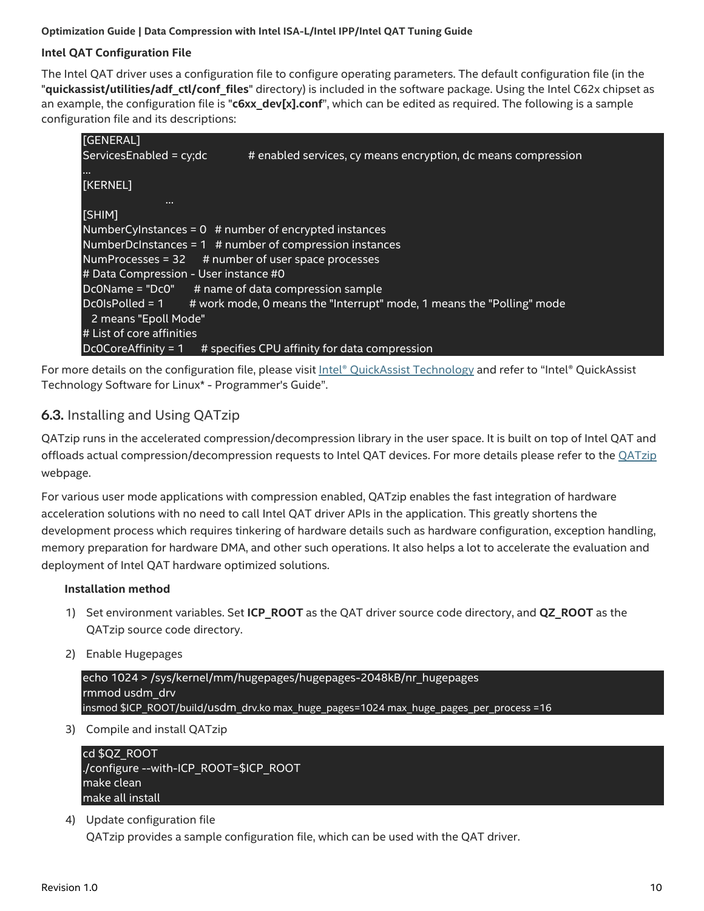**Intel QAT Configuration File**

The Intel QAT driver uses a configuration file to configure operating parameters. The default configuration file (in the "**quickassist/utilities/adf_ctl/conf_files**" directory) is included in the software package. Using the Intel C62x chipset as an example, the configuration file is "**c6xx_dev[x].conf**", which can be edited as required. The following is a sample configuration file and its descriptions:

```
[GENERAL]
ServicesEnabled = cy;dc           # enabled services, cy means encryption, dc means compression
...
[KERNEL]
                  ...
[SHIM]
NumberCyInstances = 0   # number of encrypted instances
NumberDcInstances = 1   # number of compression instances
NumProcesses = 32      # number of user space processes
# Data Compression - User instance #0
Dc0Name = "Dc0"      # name of data compression sample
Dc0IsPolled = 1        # work mode, 0 means the "Interrupt" mode, 1 means the "Polling" mode
  2 means "Epoll Mode"
# List of core affinities
Dc0CoreAffinity = 1      # specifies CPU affinity for data compression
```

For more details on the configuration file, please visit Intel® QuickAssist Technology and refer to "Intel® QuickAssist Technology Software for Linux* - Programmer's Guide".

## 6.3. Installing and Using QATzip

QATzip runs in the accelerated compression/decompression library in the user space. It is built on top of Intel QAT and offloads actual compression/decompression requests to Intel QAT devices. For more details please refer to the QATzip webpage.

For various user mode applications with compression enabled, QATzip enables the fast integration of hardware acceleration solutions with no need to call Intel QAT driver APIs in the application. This greatly shortens the development process which requires tinkering of hardware details such as hardware configuration, exception handling, memory preparation for hardware DMA, and other such operations. It also helps a lot to accelerate the evaluation and deployment of Intel QAT hardware optimized solutions.

**Installation method**

1) Set environment variables. Set **ICP_ROOT** as the QAT driver source code directory, and **QZ_ROOT** as the QATzip source code directory.

2) Enable Hugepages

```
echo 1024 > /sys/kernel/mm/hugepages/hugepages-2048kB/nr_hugepages
rmmod usdm_drv
insmod $ICP_ROOT/build/usdm_drv.ko max_huge_pages=1024 max_huge_pages_per_process =16
```

3) Compile and install QATzip

```
cd $QZ_ROOT
./configure --with-ICP_ROOT=$ICP_ROOT
make clean
make all install
```

4) Update configuration file
   QATzip provides a sample configuration file, which can be used with the QAT driver.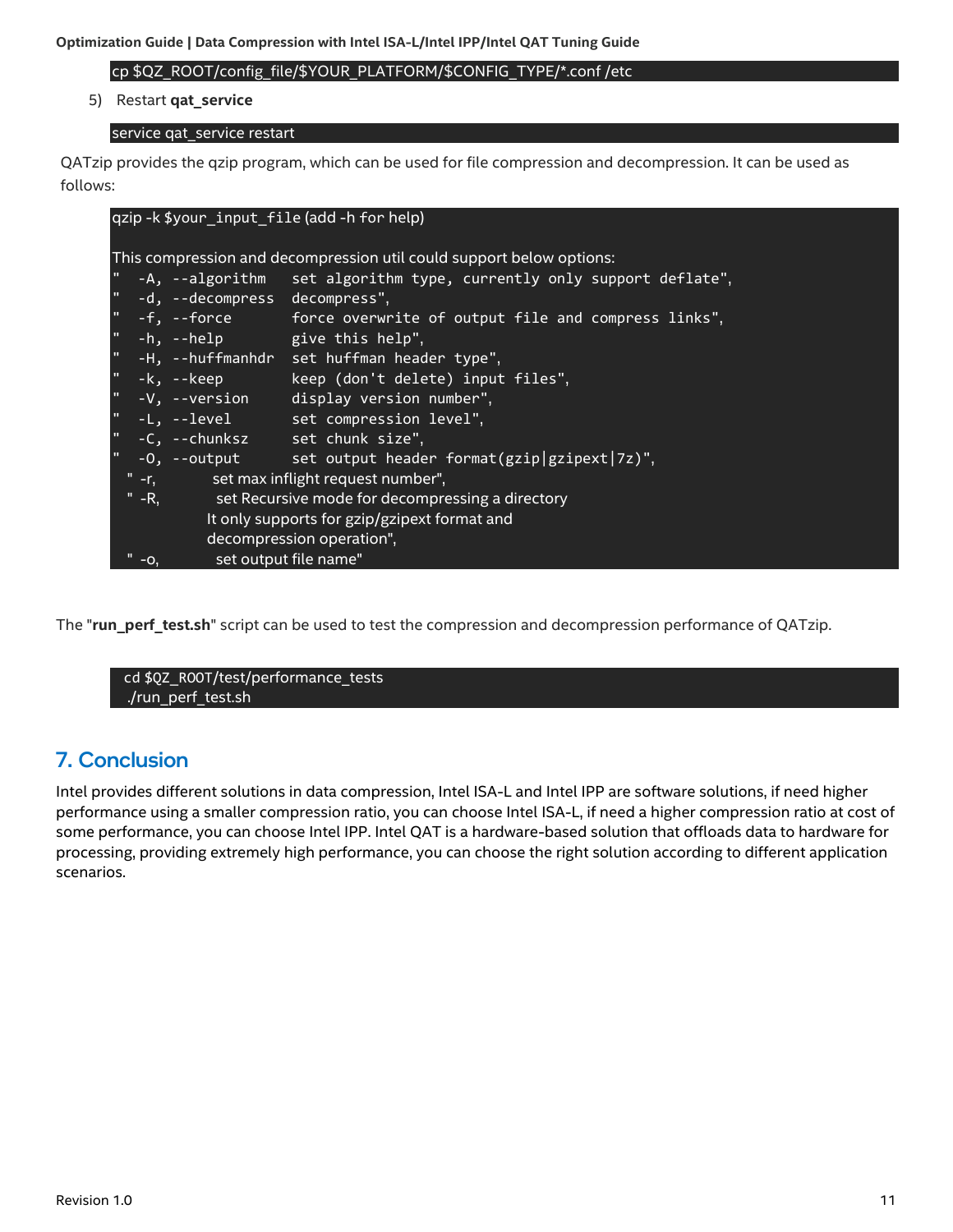```
cp $QZ_ROOT/config_file/$YOUR_PLATFORM/$CONFIG_TYPE/*.conf /etc
```

5) Restart **qat_service**

```
service qat_service restart
```

QATzip provides the qzip program, which can be used for file compression and decompression. It can be used as follows:

```
qzip -k $your_input_file (add -h for help)

This compression and decompression util could support below options:
"  -A, --algorithm   set algorithm type, currently only support deflate",
"  -d, --decompress  decompress",
"  -f, --force       force overwrite of output file and compress links",
"  -h, --help        give this help",
"  -H, --huffmanhdr  set huffman header type",
"  -k, --keep        keep (don't delete) input files",
"  -V, --version     display version number",
"  -L, --level       set compression level",
"  -C, --chunksz     set chunk size",
"  -O, --output      set output header format(gzip|gzipext|7z)",
  " -r,          set max inflight request number",
  " -R,          set Recursive mode for decompressing a directory
               It only supports for gzip/gzipext format and
               decompression operation",
  " -o,          set output file name"
```

The "**run_perf_test.sh**" script can be used to test the compression and decompression performance of QATzip.

```
cd $QZ_ROOT/test/performance_tests
./run_perf_test.sh
```

## 7. Conclusion

Intel provides different solutions in data compression, Intel ISA-L and Intel IPP are software solutions, if need higher performance using a smaller compression ratio, you can choose Intel ISA-L, if need a higher compression ratio at cost of some performance, you can choose Intel IPP. Intel QAT is a hardware-based solution that offloads data to hardware for processing, providing extremely high performance, you can choose the right solution according to different application scenarios.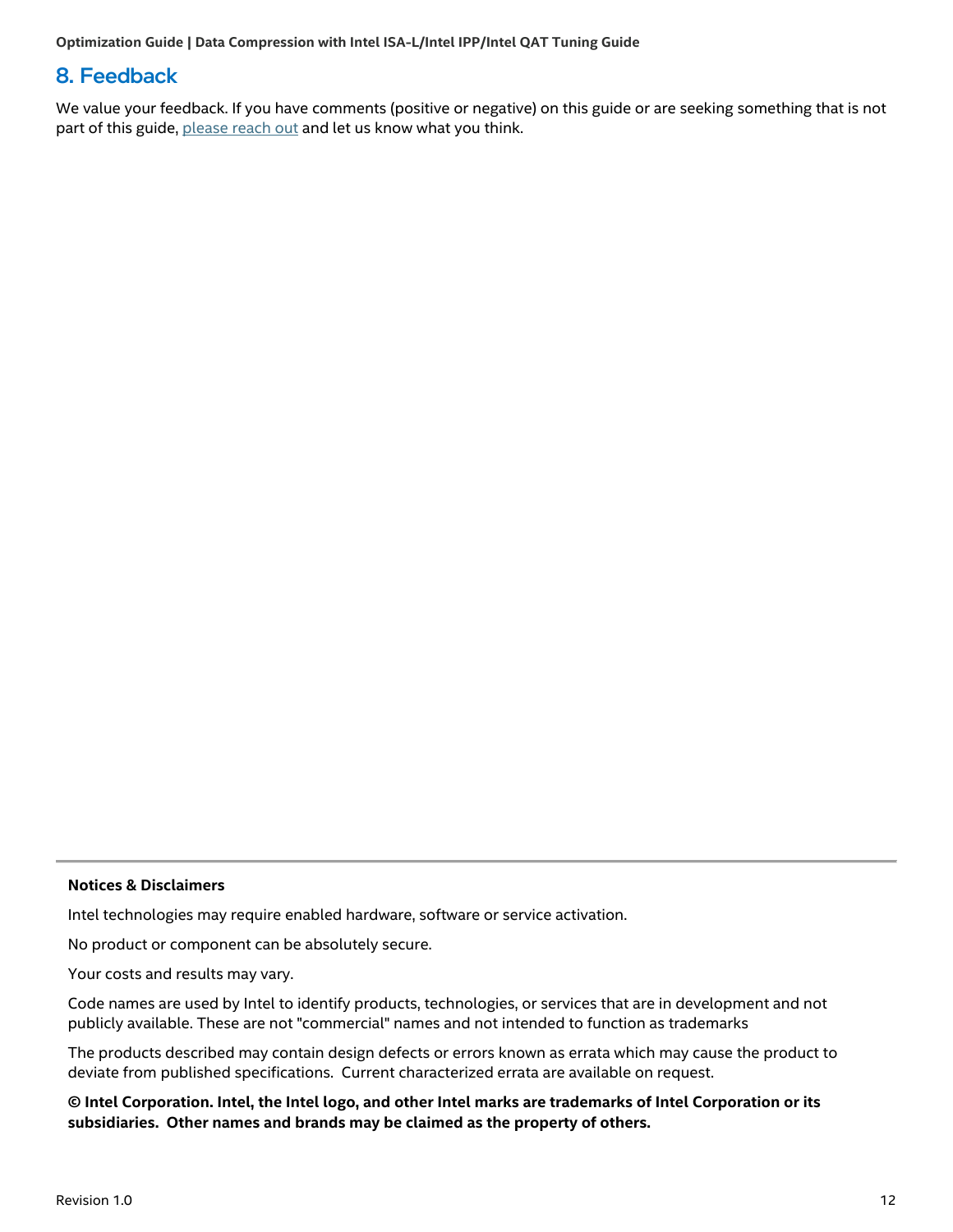## 8. Feedback

We value your feedback. If you have comments (positive or negative) on this guide or are seeking something that is not part of this guide, please reach out and let us know what you think.

---

**Notices & Disclaimers**

Intel technologies may require enabled hardware, software or service activation.

No product or component can be absolutely secure.

Your costs and results may vary.

Code names are used by Intel to identify products, technologies, or services that are in development and not publicly available. These are not "commercial" names and not intended to function as trademarks

The products described may contain design defects or errors known as errata which may cause the product to deviate from published specifications. Current characterized errata are available on request.

**© Intel Corporation. Intel, the Intel logo, and other Intel marks are trademarks of Intel Corporation or its subsidiaries. Other names and brands may be claimed as the property of others.**

Revision 1.0